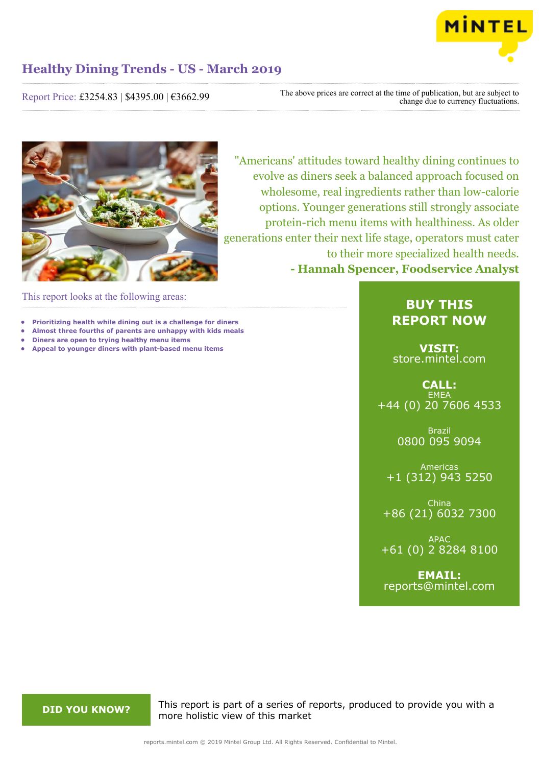# Healthy Dining Trends - US - March 2019

Report Price: £3254.83 | $4395.00 | €3662.99

The above prices are correct at the time of publication, but are subject to change due to currency fluctuations.

"Americans' attitudes toward healthy dining continues to evolve as diners seek a balanced approach focused on wholesome, real ingredients rather than low-calorie options. Younger generations still strongly associate protein-rich menu items with healthiness. As older generations enter their next life stage, operators must cater to their more specialized health needs.

**- Hannah Spencer, Foodservice Analyst**

This report looks at the following areas:

- **Prioritizing health while dining out is a challenge for diners**
- **Almost three fourths of parents are unhappy with kids meals**
- **Diners are open to trying healthy menu items**
- **Appeal to younger diners with plant-based menu items**

## BUY THIS REPORT NOW

**VISIT:**
store.mintel.com

**CALL:**

EMEA
+44 (0) 20 7606 4533

Brazil
0800 095 9094

Americas
+1 (312) 943 5250

China
+86 (21) 6032 7300

APAC
+61 (0) 2 8284 8100

**EMAIL:**
reports@mintel.com

**DID YOU KNOW?**

This report is part of a series of reports, produced to provide you with a more holistic view of this market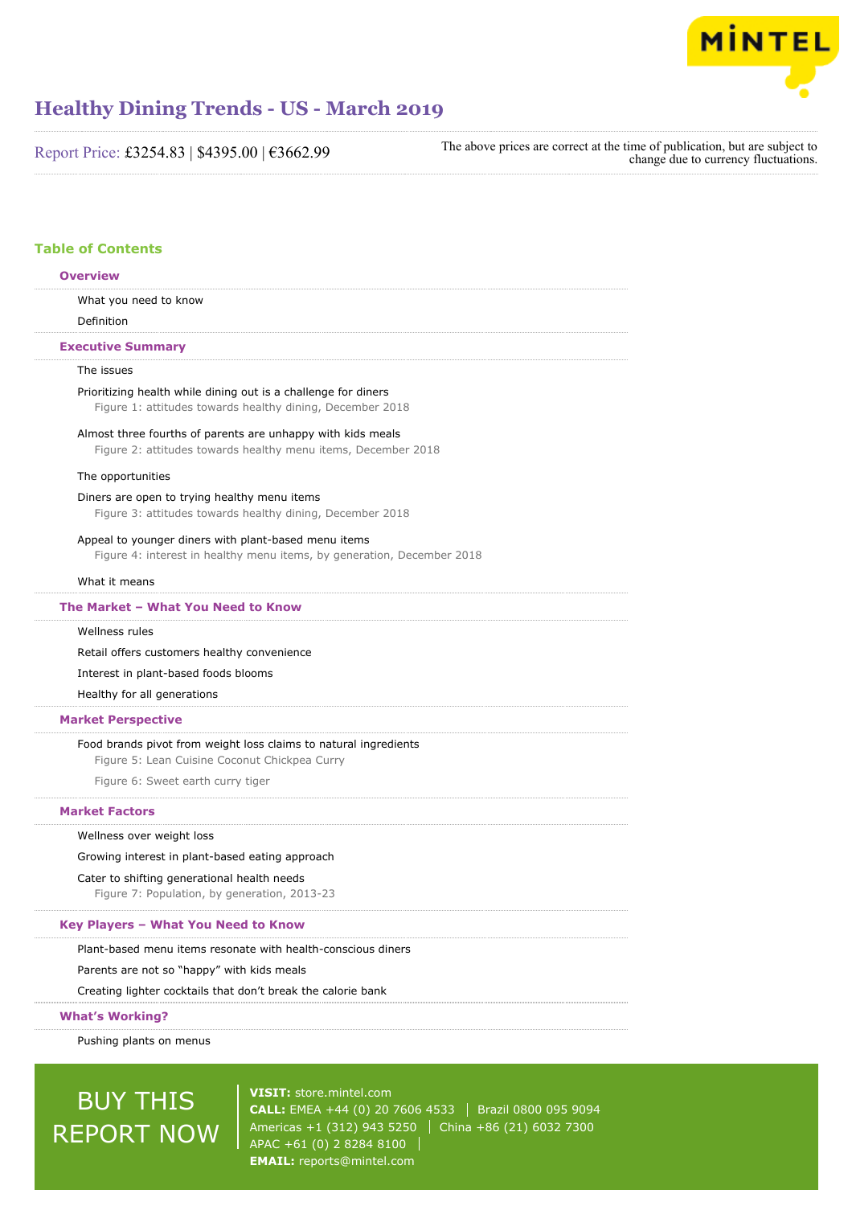# Healthy Dining Trends - US - March 2019

Report Price: £3254.83 | $4395.00 | €3662.99

The above prices are correct at the time of publication, but are subject to change due to currency fluctuations.

## Table of Contents

### Overview

What you need to know

Definition

### Executive Summary

The issues

Prioritizing health while dining out is a challenge for diners
Figure 1: attitudes towards healthy dining, December 2018

Almost three fourths of parents are unhappy with kids meals
Figure 2: attitudes towards healthy menu items, December 2018

The opportunities

Diners are open to trying healthy menu items
Figure 3: attitudes towards healthy dining, December 2018

Appeal to younger diners with plant-based menu items
Figure 4: interest in healthy menu items, by generation, December 2018

What it means

### The Market – What You Need to Know

Wellness rules

Retail offers customers healthy convenience

Interest in plant-based foods blooms

Healthy for all generations

### Market Perspective

Food brands pivot from weight loss claims to natural ingredients
Figure 5: Lean Cuisine Coconut Chickpea Curry
Figure 6: Sweet earth curry tiger

### Market Factors

Wellness over weight loss

Growing interest in plant-based eating approach

Cater to shifting generational health needs
Figure 7: Population, by generation, 2013-23

### Key Players – What You Need to Know

Plant-based menu items resonate with health-conscious diners

Parents are not so "happy" with kids meals

Creating lighter cocktails that don't break the calorie bank

### What's Working?

Pushing plants on menus

BUY THIS REPORT NOW

**VISIT:** store.mintel.com
**CALL:** EMEA +44 (0) 20 7606 4533 | Brazil 0800 095 9094
Americas +1 (312) 943 5250 | China +86 (21) 6032 7300
APAC +61 (0) 2 8284 8100
**EMAIL:** reports@mintel.com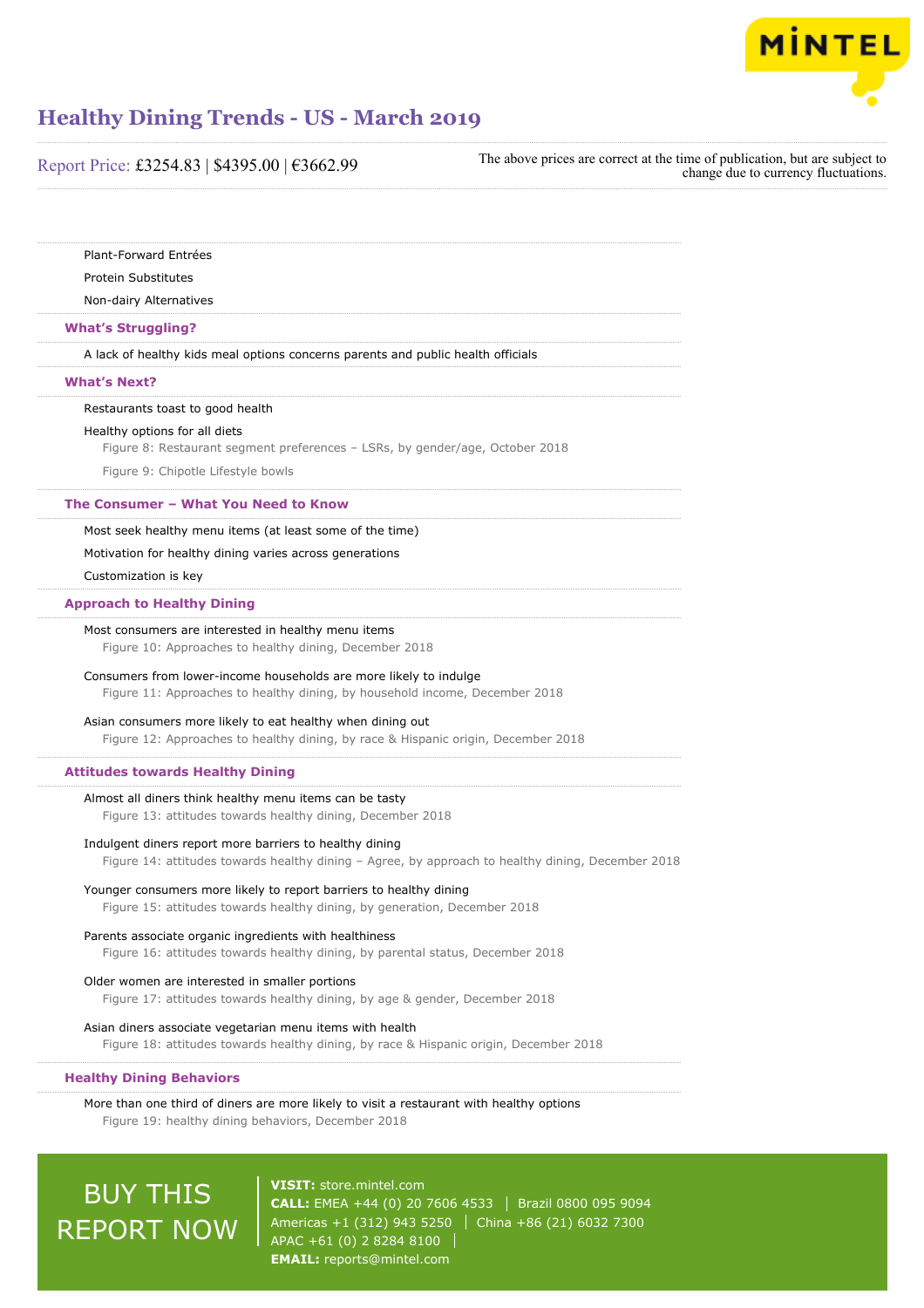Plant-Forward Entrées

Protein Substitutes

Non-dairy Alternatives

### What's Struggling?

A lack of healthy kids meal options concerns parents and public health officials

### What's Next?

Restaurants toast to good health

Healthy options for all diets

Figure 8: Restaurant segment preferences – LSRs, by gender/age, October 2018

Figure 9: Chipotle Lifestyle bowls

### The Consumer – What You Need to Know

Most seek healthy menu items (at least some of the time)

Motivation for healthy dining varies across generations

Customization is key

### Approach to Healthy Dining

Most consumers are interested in healthy menu items

Figure 10: Approaches to healthy dining, December 2018

Consumers from lower-income households are more likely to indulge

Figure 11: Approaches to healthy dining, by household income, December 2018

Asian consumers more likely to eat healthy when dining out

Figure 12: Approaches to healthy dining, by race & Hispanic origin, December 2018

### Attitudes towards Healthy Dining

Almost all diners think healthy menu items can be tasty

Figure 13: attitudes towards healthy dining, December 2018

Indulgent diners report more barriers to healthy dining

Figure 14: attitudes towards healthy dining – Agree, by approach to healthy dining, December 2018

Younger consumers more likely to report barriers to healthy dining

Figure 15: attitudes towards healthy dining, by generation, December 2018

Parents associate organic ingredients with healthiness

Figure 16: attitudes towards healthy dining, by parental status, December 2018

Older women are interested in smaller portions

Figure 17: attitudes towards healthy dining, by age & gender, December 2018

Asian diners associate vegetarian menu items with health

Figure 18: attitudes towards healthy dining, by race & Hispanic origin, December 2018

### Healthy Dining Behaviors

More than one third of diners are more likely to visit a restaurant with healthy options

Figure 19: healthy dining behaviors, December 2018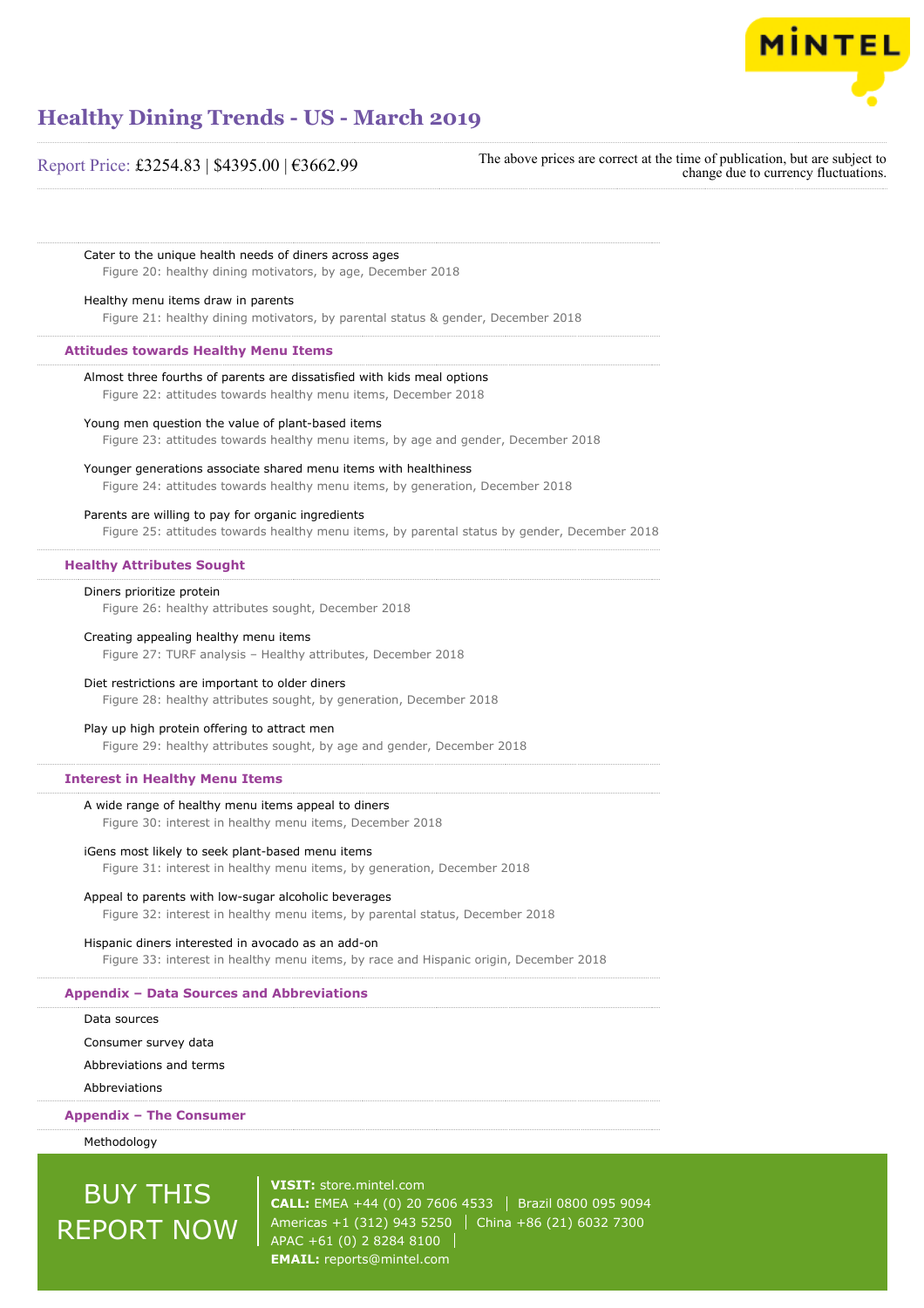Cater to the unique health needs of diners across ages

Figure 20: healthy dining motivators, by age, December 2018

Healthy menu items draw in parents

Figure 21: healthy dining motivators, by parental status & gender, December 2018

## Attitudes towards Healthy Menu Items

Almost three fourths of parents are dissatisfied with kids meal options

Figure 22: attitudes towards healthy menu items, December 2018

Young men question the value of plant-based items

Figure 23: attitudes towards healthy menu items, by age and gender, December 2018

Younger generations associate shared menu items with healthiness

Figure 24: attitudes towards healthy menu items, by generation, December 2018

Parents are willing to pay for organic ingredients

Figure 25: attitudes towards healthy menu items, by parental status by gender, December 2018

## Healthy Attributes Sought

Diners prioritize protein

Figure 26: healthy attributes sought, December 2018

Creating appealing healthy menu items

Figure 27: TURF analysis – Healthy attributes, December 2018

Diet restrictions are important to older diners

Figure 28: healthy attributes sought, by generation, December 2018

Play up high protein offering to attract men

Figure 29: healthy attributes sought, by age and gender, December 2018

## Interest in Healthy Menu Items

A wide range of healthy menu items appeal to diners

Figure 30: interest in healthy menu items, December 2018

iGens most likely to seek plant-based menu items

Figure 31: interest in healthy menu items, by generation, December 2018

Appeal to parents with low-sugar alcoholic beverages

Figure 32: interest in healthy menu items, by parental status, December 2018

Hispanic diners interested in avocado as an add-on

Figure 33: interest in healthy menu items, by race and Hispanic origin, December 2018

## Appendix – Data Sources and Abbreviations

Data sources

Consumer survey data

Abbreviations and terms

Abbreviations

## Appendix – The Consumer

Methodology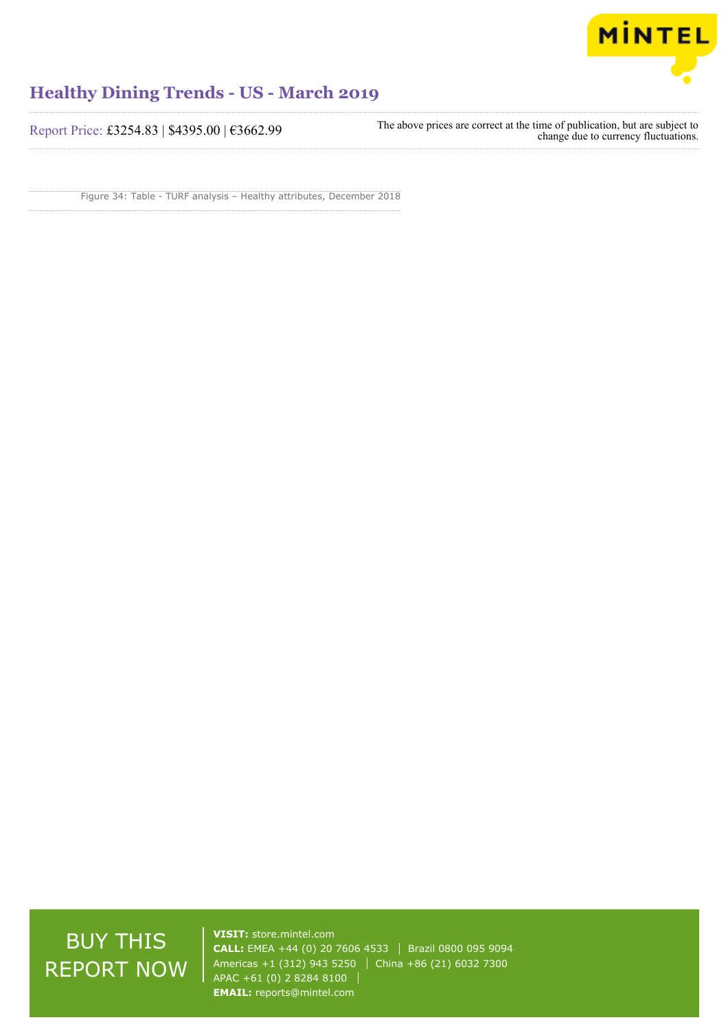Figure 34: Table - TURF analysis – Healthy attributes, December 2018